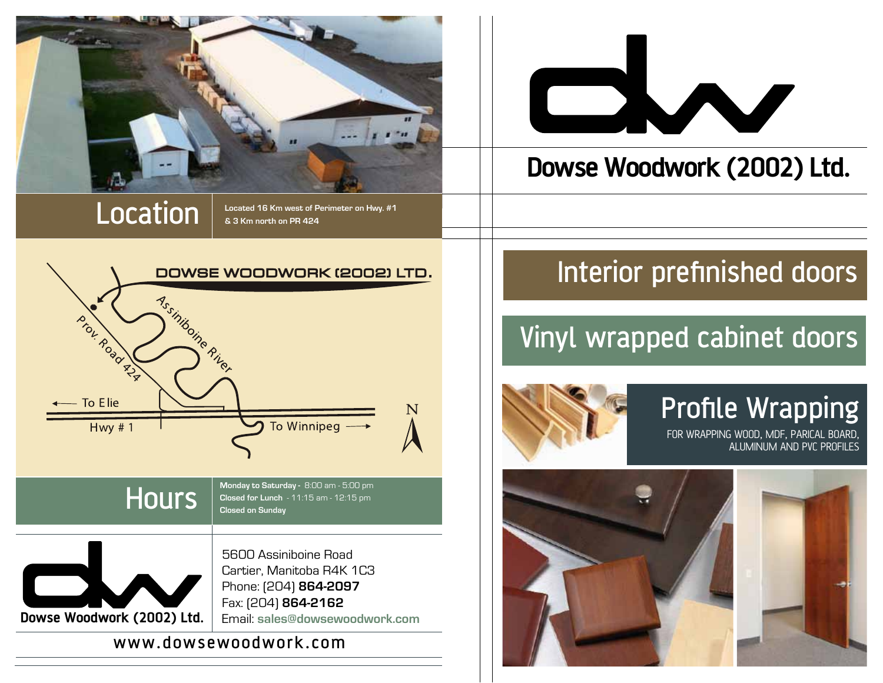# Dowse Woodwork (2002) Ltd.

## Interior prefinished doors

## Vinyl wrapped cabinet doors

## Profile Wrapping

FOR WRAPPING WOOD, MDF, PARICAL BOARD, ALUMINUM AND PVC PROFILES

## Location

**Located 16 Km west of Perimeter on Hwy. #1 & 3 Km north on PR 424**

DOWSE WOODWORK (2002) LTD.

Assiniboine River

Prov. Road 424

To Elie

Hwy # 1

To Winnipeg

N

## Hours

**Monday to Saturday -** 8:00 am - 5:00 pm
**Closed for Lunch** - 11:15 am - 12:15 pm
**Closed on Sunday**

Dowse Woodwork (2002) Ltd.

5600 Assiniboine Road
Cartier, Manitoba R4K 1C3
Phone: (204) **864-2097**
Fax: (204) **864-2162**
Email: **sales@dowsewoodwork.com**

www.dowsewoodwork.com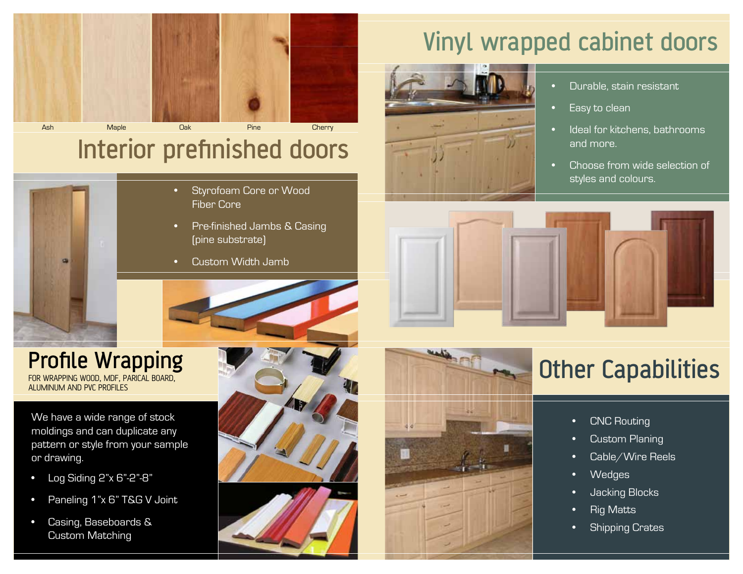Ash Maple Oak Pine Cherry

## Interior prefinished doors

- Styrofoam Core or Wood Fiber Core
- Pre-finished Jambs & Casing (pine substrate)
- Custom Width Jamb

## Profile Wrapping

FOR WRAPPING WOOD, MDF, PARICAL BOARD, ALUMINUM AND PVC PROFILES

We have a wide range of stock moldings and can duplicate any pattern or style from your sample or drawing.

- Log Siding 2"x 6"-2"-8"
- Paneling 1"x 6" T&G V Joint
- Casing, Baseboards & Custom Matching

## Vinyl wrapped cabinet doors

- Durable, stain resistant
- Easy to clean
- Ideal for kitchens, bathrooms and more.
- Choose from wide selection of styles and colours.

## Other Capabilities

- CNC Routing
- Custom Planing
- Cable/Wire Reels
- Wedges
- Jacking Blocks
- Rig Matts
- Shipping Crates